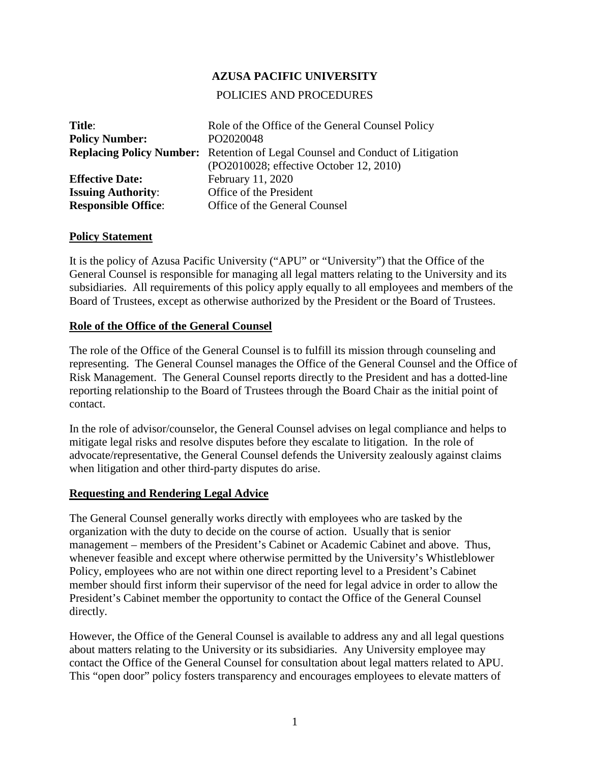**AZUSA PACIFIC UNIVERSITY**

POLICIES AND PROCEDURES

| | |
|---|---|
| **Title**: | Role of the Office of the General Counsel Policy |
| **Policy Number:** | PO2020048 |
| **Replacing Policy Number:** | Retention of Legal Counsel and Conduct of Litigation (PO2010028; effective October 12, 2010) |
| **Effective Date:** | February 11, 2020 |
| **Issuing Authority**: | Office of the President |
| **Responsible Office**: | Office of the General Counsel |

## Policy Statement

It is the policy of Azusa Pacific University ("APU" or "University") that the Office of the General Counsel is responsible for managing all legal matters relating to the University and its subsidiaries. All requirements of this policy apply equally to all employees and members of the Board of Trustees, except as otherwise authorized by the President or the Board of Trustees.

## Role of the Office of the General Counsel

The role of the Office of the General Counsel is to fulfill its mission through counseling and representing. The General Counsel manages the Office of the General Counsel and the Office of Risk Management. The General Counsel reports directly to the President and has a dotted-line reporting relationship to the Board of Trustees through the Board Chair as the initial point of contact.

In the role of advisor/counselor, the General Counsel advises on legal compliance and helps to mitigate legal risks and resolve disputes before they escalate to litigation. In the role of advocate/representative, the General Counsel defends the University zealously against claims when litigation and other third-party disputes do arise.

## Requesting and Rendering Legal Advice

The General Counsel generally works directly with employees who are tasked by the organization with the duty to decide on the course of action. Usually that is senior management – members of the President's Cabinet or Academic Cabinet and above. Thus, whenever feasible and except where otherwise permitted by the University's Whistleblower Policy, employees who are not within one direct reporting level to a President's Cabinet member should first inform their supervisor of the need for legal advice in order to allow the President's Cabinet member the opportunity to contact the Office of the General Counsel directly.

However, the Office of the General Counsel is available to address any and all legal questions about matters relating to the University or its subsidiaries. Any University employee may contact the Office of the General Counsel for consultation about legal matters related to APU. This "open door" policy fosters transparency and encourages employees to elevate matters of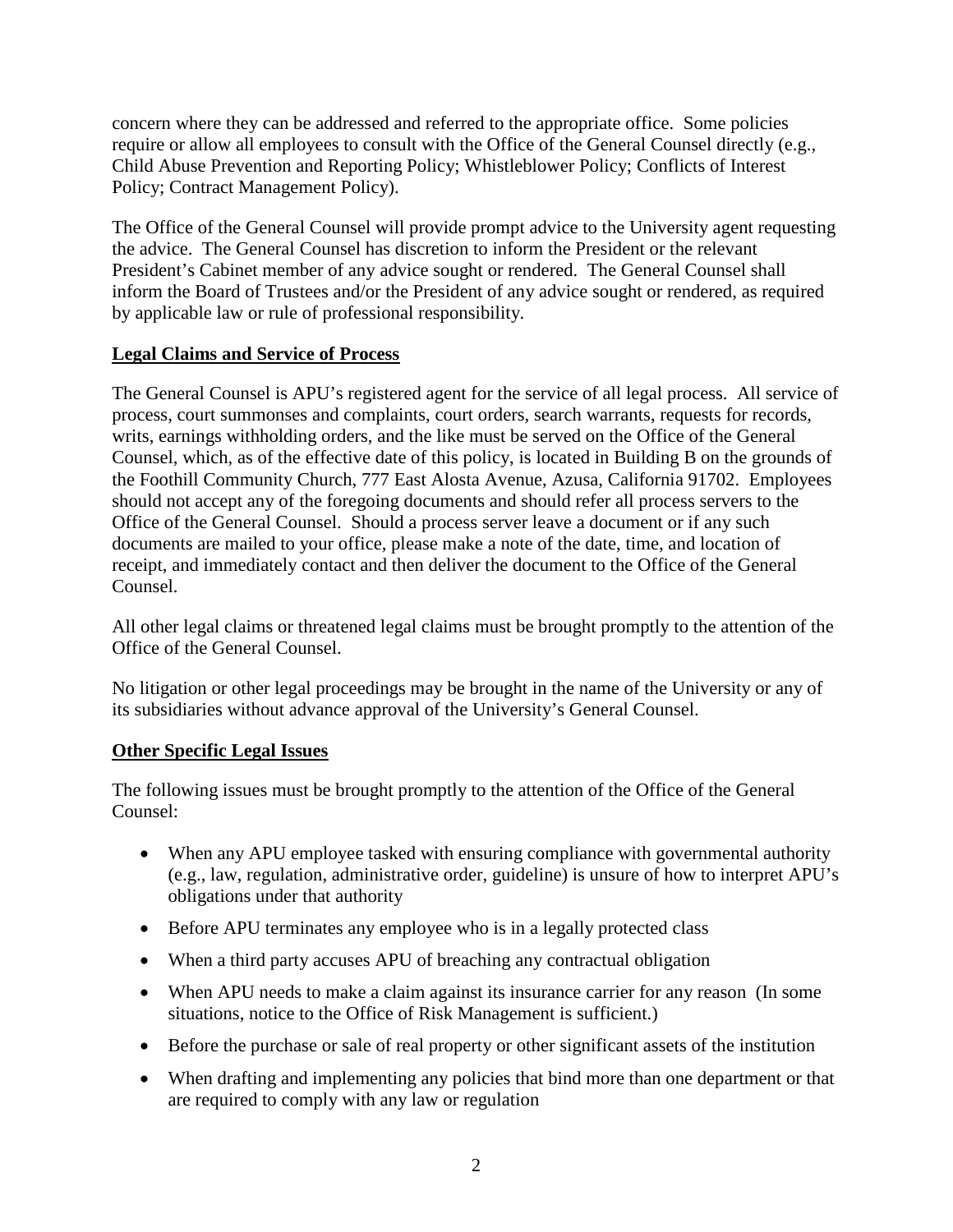concern where they can be addressed and referred to the appropriate office. Some policies require or allow all employees to consult with the Office of the General Counsel directly (e.g., Child Abuse Prevention and Reporting Policy; Whistleblower Policy; Conflicts of Interest Policy; Contract Management Policy).

The Office of the General Counsel will provide prompt advice to the University agent requesting the advice. The General Counsel has discretion to inform the President or the relevant President's Cabinet member of any advice sought or rendered. The General Counsel shall inform the Board of Trustees and/or the President of any advice sought or rendered, as required by applicable law or rule of professional responsibility.

## Legal Claims and Service of Process

The General Counsel is APU's registered agent for the service of all legal process. All service of process, court summonses and complaints, court orders, search warrants, requests for records, writs, earnings withholding orders, and the like must be served on the Office of the General Counsel, which, as of the effective date of this policy, is located in Building B on the grounds of the Foothill Community Church, 777 East Alosta Avenue, Azusa, California 91702. Employees should not accept any of the foregoing documents and should refer all process servers to the Office of the General Counsel. Should a process server leave a document or if any such documents are mailed to your office, please make a note of the date, time, and location of receipt, and immediately contact and then deliver the document to the Office of the General Counsel.

All other legal claims or threatened legal claims must be brought promptly to the attention of the Office of the General Counsel.

No litigation or other legal proceedings may be brought in the name of the University or any of its subsidiaries without advance approval of the University's General Counsel.

## Other Specific Legal Issues

The following issues must be brought promptly to the attention of the Office of the General Counsel:

- When any APU employee tasked with ensuring compliance with governmental authority (e.g., law, regulation, administrative order, guideline) is unsure of how to interpret APU's obligations under that authority
- Before APU terminates any employee who is in a legally protected class
- When a third party accuses APU of breaching any contractual obligation
- When APU needs to make a claim against its insurance carrier for any reason (In some situations, notice to the Office of Risk Management is sufficient.)
- Before the purchase or sale of real property or other significant assets of the institution
- When drafting and implementing any policies that bind more than one department or that are required to comply with any law or regulation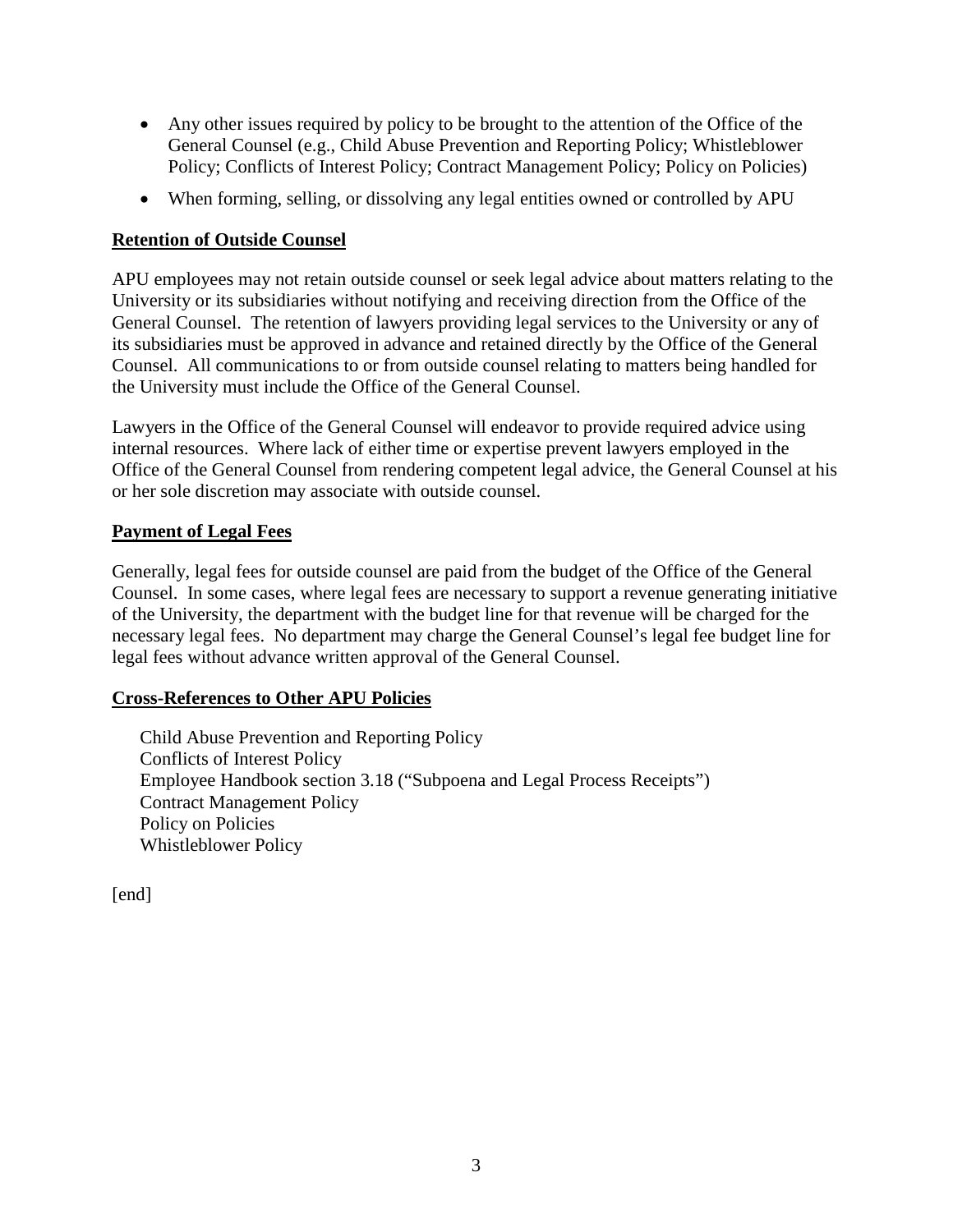- Any other issues required by policy to be brought to the attention of the Office of the General Counsel (e.g., Child Abuse Prevention and Reporting Policy; Whistleblower Policy; Conflicts of Interest Policy; Contract Management Policy; Policy on Policies)
- When forming, selling, or dissolving any legal entities owned or controlled by APU

## Retention of Outside Counsel

APU employees may not retain outside counsel or seek legal advice about matters relating to the University or its subsidiaries without notifying and receiving direction from the Office of the General Counsel. The retention of lawyers providing legal services to the University or any of its subsidiaries must be approved in advance and retained directly by the Office of the General Counsel. All communications to or from outside counsel relating to matters being handled for the University must include the Office of the General Counsel.

Lawyers in the Office of the General Counsel will endeavor to provide required advice using internal resources. Where lack of either time or expertise prevent lawyers employed in the Office of the General Counsel from rendering competent legal advice, the General Counsel at his or her sole discretion may associate with outside counsel.

## Payment of Legal Fees

Generally, legal fees for outside counsel are paid from the budget of the Office of the General Counsel. In some cases, where legal fees are necessary to support a revenue generating initiative of the University, the department with the budget line for that revenue will be charged for the necessary legal fees. No department may charge the General Counsel's legal fee budget line for legal fees without advance written approval of the General Counsel.

## Cross-References to Other APU Policies

Child Abuse Prevention and Reporting Policy
Conflicts of Interest Policy
Employee Handbook section 3.18 ("Subpoena and Legal Process Receipts")
Contract Management Policy
Policy on Policies
Whistleblower Policy

[end]